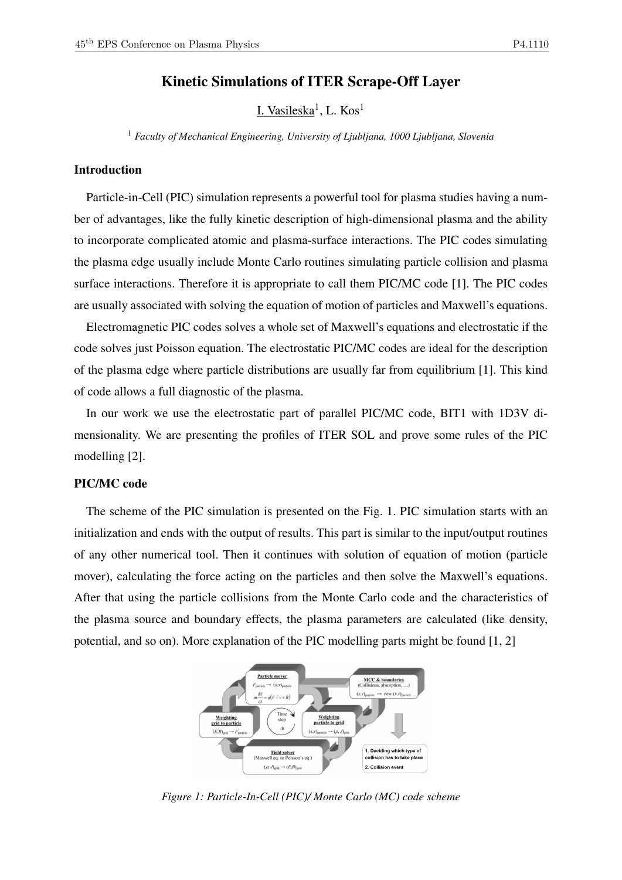# Kinetic Simulations of ITER Scrape-Off Layer

I. Vasileska[1], L. Kos[1]

[1] *Faculty of Mechanical Engineering, University of Ljubljana, 1000 Ljubljana, Slovenia*

## Introduction

Particle-in-Cell (PIC) simulation represents a powerful tool for plasma studies having a number of advantages, like the fully kinetic description of high-dimensional plasma and the ability to incorporate complicated atomic and plasma-surface interactions. The PIC codes simulating the plasma edge usually include Monte Carlo routines simulating particle collision and plasma surface interactions. Therefore it is appropriate to call them PIC/MC code [1]. The PIC codes are usually associated with solving the equation of motion of particles and Maxwell's equations.

Electromagnetic PIC codes solves a whole set of Maxwell's equations and electrostatic if the code solves just Poisson equation. The electrostatic PIC/MC codes are ideal for the description of the plasma edge where particle distributions are usually far from equilibrium [1]. This kind of code allows a full diagnostic of the plasma.

In our work we use the electrostatic part of parallel PIC/MC code, BIT1 with 1D3V dimensionality. We are presenting the profiles of ITER SOL and prove some rules of the PIC modelling [2].

## PIC/MC code

The scheme of the PIC simulation is presented on the Fig. 1. PIC simulation starts with an initialization and ends with the output of results. This part is similar to the input/output routines of any other numerical tool. Then it continues with solution of equation of motion (particle mover), calculating the force acting on the particles and then solve the Maxwell's equations. After that using the particle collisions from the Monte Carlo code and the characteristics of the plasma source and boundary effects, the plasma parameters are calculated (like density, potential, and so on). More explanation of the PIC modelling parts might be found [1, 2]

*Figure 1: Particle-In-Cell (PIC)/ Monte Carlo (MC) code scheme*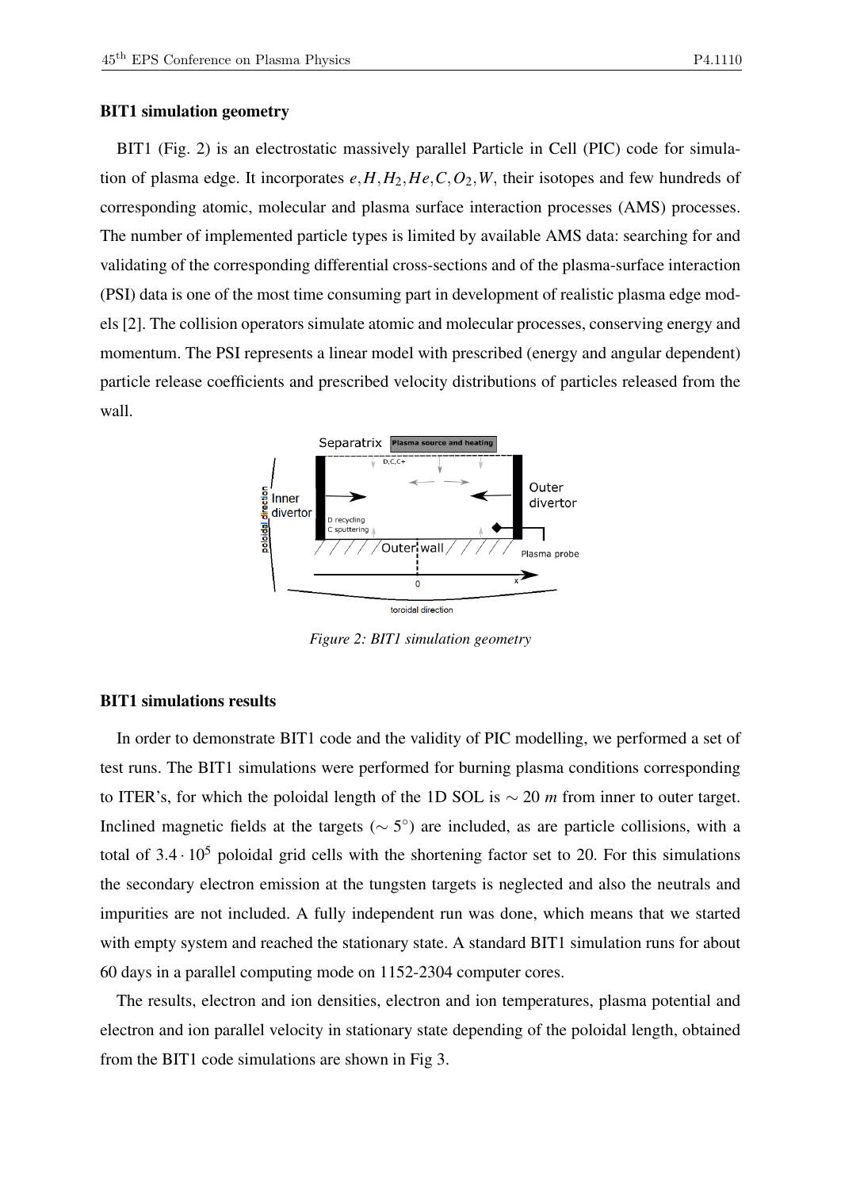## BIT1 simulation geometry

BIT1 (Fig. 2) is an electrostatic massively parallel Particle in Cell (PIC) code for simulation of plasma edge. It incorporates $e, H, H_2, He, C, O_2, W$, their isotopes and few hundreds of corresponding atomic, molecular and plasma surface interaction processes (AMS) processes. The number of implemented particle types is limited by available AMS data: searching for and validating of the corresponding differential cross-sections and of the plasma-surface interaction (PSI) data is one of the most time consuming part in development of realistic plasma edge models [2]. The collision operators simulate atomic and molecular processes, conserving energy and momentum. The PSI represents a linear model with prescribed (energy and angular dependent) particle release coefficients and prescribed velocity distributions of particles released from the wall.

*Figure 2: BIT1 simulation geometry*

## BIT1 simulations results

In order to demonstrate BIT1 code and the validity of PIC modelling, we performed a set of test runs. The BIT1 simulations were performed for burning plasma conditions corresponding to ITER's, for which the poloidal length of the 1D SOL is $\sim 20$ *m* from inner to outer target. Inclined magnetic fields at the targets ($\sim 5^{\circ}$) are included, as are particle collisions, with a total of $3.4 \cdot 10^5$ poloidal grid cells with the shortening factor set to 20. For this simulations the secondary electron emission at the tungsten targets is neglected and also the neutrals and impurities are not included. A fully independent run was done, which means that we started with empty system and reached the stationary state. A standard BIT1 simulation runs for about 60 days in a parallel computing mode on 1152-2304 computer cores.

The results, electron and ion densities, electron and ion temperatures, plasma potential and electron and ion parallel velocity in stationary state depending of the poloidal length, obtained from the BIT1 code simulations are shown in Fig 3.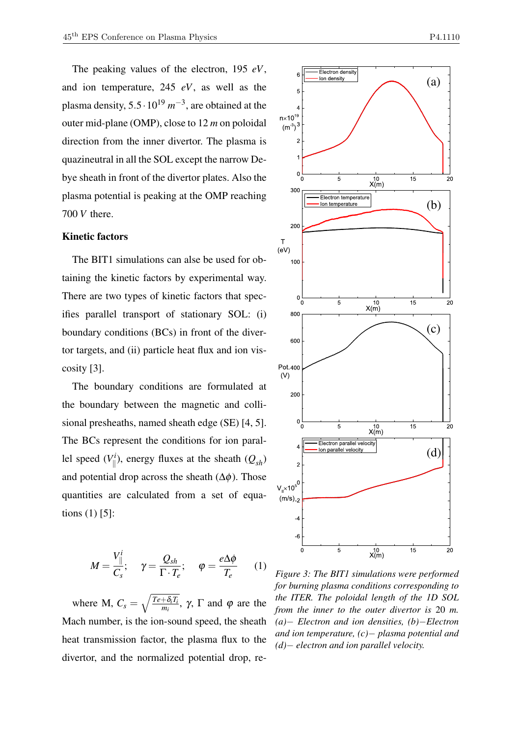The peaking values of the electron, 195 $eV$, and ion temperature, 245 $eV$, as well as the plasma density, $5.5 \cdot 10^{19}\ m^{-3}$, are obtained at the outer mid-plane (OMP), close to 12 $m$ on poloidal direction from the inner divertor. The plasma is quazineutral in all the SOL except the narrow Debye sheath in front of the divertor plates. Also the plasma potential is peaking at the OMP reaching 700 $V$ there.

### Kinetic factors

The BIT1 simulations can alse be used for obtaining the kinetic factors by experimental way. There are two types of kinetic factors that specifies parallel transport of stationary SOL: (i) boundary conditions (BCs) in front of the divertor targets, and (ii) particle heat flux and ion viscosity [3].

The boundary conditions are formulated at the boundary between the magnetic and collisional presheaths, named sheath edge (SE) [4, 5]. The BCs represent the conditions for ion parallel speed ($V^i_{\|}$), energy fluxes at the sheath ($Q_{sh}$) and potential drop across the sheath ($\Delta\phi$). Those quantities are calculated from a set of equations (1) [5]:

$$M = \frac{V^i_{\|}}{C_s}; \quad \gamma = \frac{Q_{sh}}{\Gamma \cdot T_e}; \quad \varphi = \frac{e\Delta\phi}{T_e} \qquad (1)$$

where M, $C_s = \sqrt{\frac{Te+\delta_i T_i}{m_i}}$, $\gamma$, $\Gamma$ and $\varphi$ are the Mach number, is the ion-sound speed, the sheath heat transmission factor, the plasma flux to the divertor, and the normalized potential drop, re-

*Figure 3: The BIT1 simulations were performed for burning plasma conditions corresponding to the ITER. The poloidal length of the 1D SOL from the inner to the outer divertor is 20 m. (a)− Electron and ion densities, (b)−Electron and ion temperature, (c)− plasma potential and (d)− electron and ion parallel velocity.*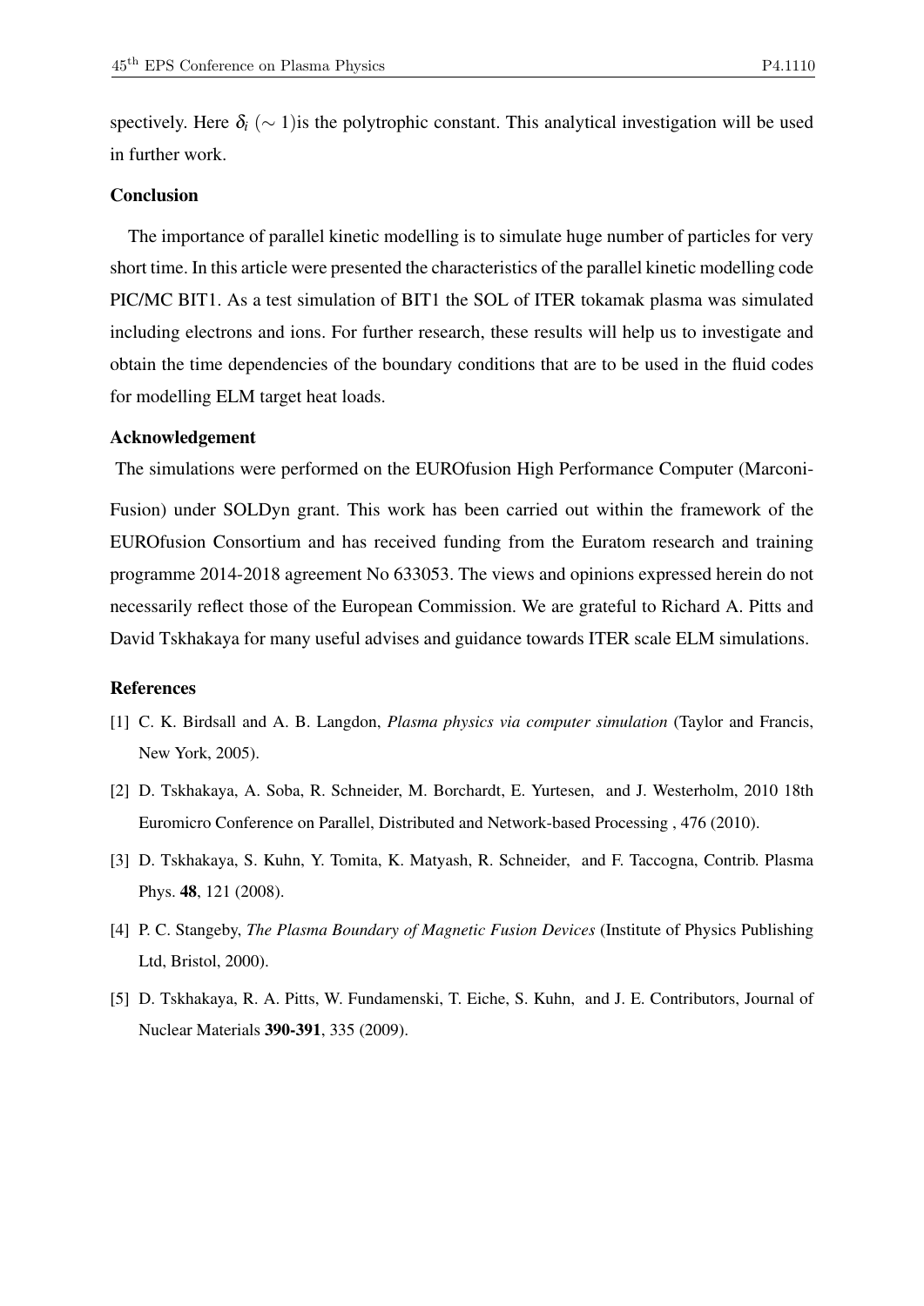spectively. Here $\delta_i$ ($\sim 1$)is the polytrophic constant. This analytical investigation will be used in further work.

## Conclusion

The importance of parallel kinetic modelling is to simulate huge number of particles for very short time. In this article were presented the characteristics of the parallel kinetic modelling code PIC/MC BIT1. As a test simulation of BIT1 the SOL of ITER tokamak plasma was simulated including electrons and ions. For further research, these results will help us to investigate and obtain the time dependencies of the boundary conditions that are to be used in the fluid codes for modelling ELM target heat loads.

## Acknowledgement

The simulations were performed on the EUROfusion High Performance Computer (Marconi-Fusion) under SOLDyn grant. This work has been carried out within the framework of the EUROfusion Consortium and has received funding from the Euratom research and training programme 2014-2018 agreement No 633053. The views and opinions expressed herein do not necessarily reflect those of the European Commission. We are grateful to Richard A. Pitts and David Tskhakaya for many useful advises and guidance towards ITER scale ELM simulations.

## References

[1] C. K. Birdsall and A. B. Langdon, *Plasma physics via computer simulation* (Taylor and Francis, New York, 2005).

[2] D. Tskhakaya, A. Soba, R. Schneider, M. Borchardt, E. Yurtesen, and J. Westerholm, 2010 18th Euromicro Conference on Parallel, Distributed and Network-based Processing , 476 (2010).

[3] D. Tskhakaya, S. Kuhn, Y. Tomita, K. Matyash, R. Schneider, and F. Taccogna, Contrib. Plasma Phys. **48**, 121 (2008).

[4] P. C. Stangeby, *The Plasma Boundary of Magnetic Fusion Devices* (Institute of Physics Publishing Ltd, Bristol, 2000).

[5] D. Tskhakaya, R. A. Pitts, W. Fundamenski, T. Eiche, S. Kuhn, and J. E. Contributors, Journal of Nuclear Materials **390-391**, 335 (2009).